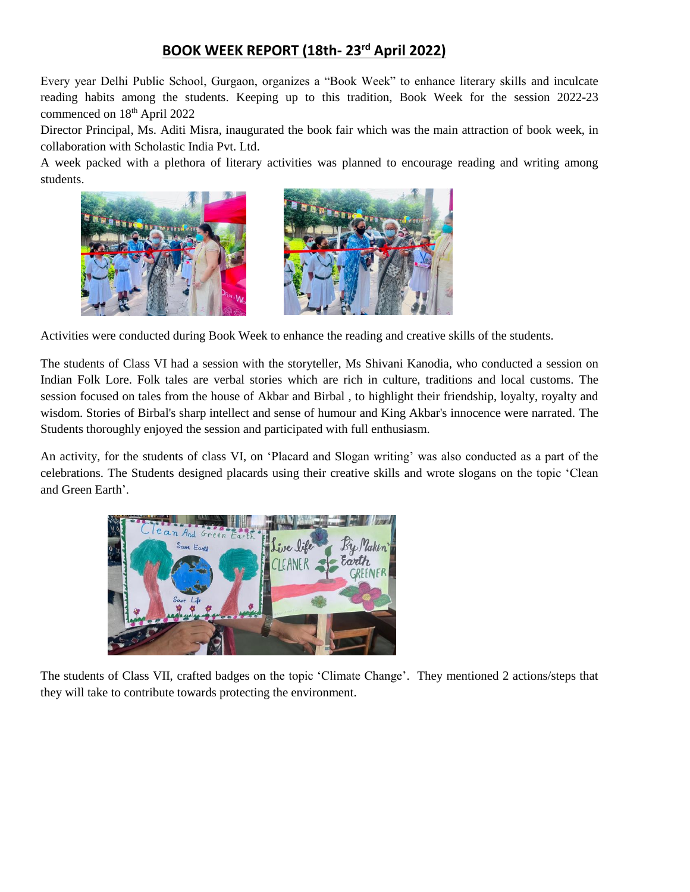# BOOK WEEK REPORT (18th- 23rd April 2022)

Every year Delhi Public School, Gurgaon, organizes a "Book Week" to enhance literary skills and inculcate reading habits among the students. Keeping up to this tradition, Book Week for the session 2022-23 commenced on 18th April 2022

Director Principal, Ms. Aditi Misra, inaugurated the book fair which was the main attraction of book week, in collaboration with Scholastic India Pvt. Ltd.

A week packed with a plethora of literary activities was planned to encourage reading and writing among students.

Activities were conducted during Book Week to enhance the reading and creative skills of the students.

The students of Class VI had a session with the storyteller, Ms Shivani Kanodia, who conducted a session on Indian Folk Lore. Folk tales are verbal stories which are rich in culture, traditions and local customs. The session focused on tales from the house of Akbar and Birbal , to highlight their friendship, loyalty, royalty and wisdom. Stories of Birbal's sharp intellect and sense of humour and King Akbar's innocence were narrated. The Students thoroughly enjoyed the session and participated with full enthusiasm.

An activity, for the students of class VI, on 'Placard and Slogan writing' was also conducted as a part of the celebrations. The Students designed placards using their creative skills and wrote slogans on the topic 'Clean and Green Earth'.

The students of Class VII, crafted badges on the topic 'Climate Change'. They mentioned 2 actions/steps that they will take to contribute towards protecting the environment.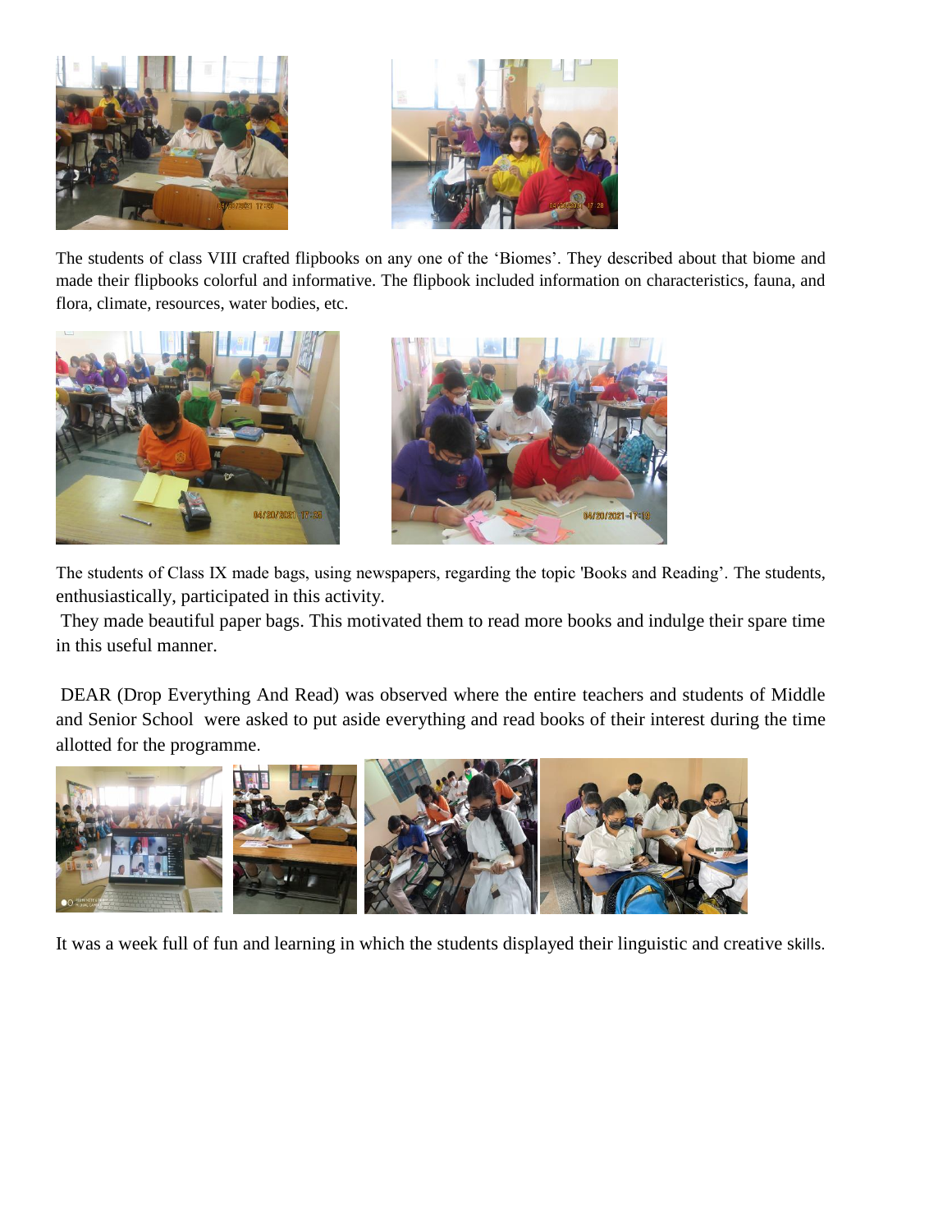The students of class VIII crafted flipbooks on any one of the 'Biomes'. They described about that biome and made their flipbooks colorful and informative. The flipbook included information on characteristics, fauna, and flora, climate, resources, water bodies, etc.

The students of Class IX made bags, using newspapers, regarding the topic 'Books and Reading'. The students, enthusiastically, participated in this activity.

They made beautiful paper bags. This motivated them to read more books and indulge their spare time in this useful manner.

DEAR (Drop Everything And Read) was observed where the entire teachers and students of Middle and Senior School were asked to put aside everything and read books of their interest during the time allotted for the programme.

It was a week full of fun and learning in which the students displayed their linguistic and creative skills.